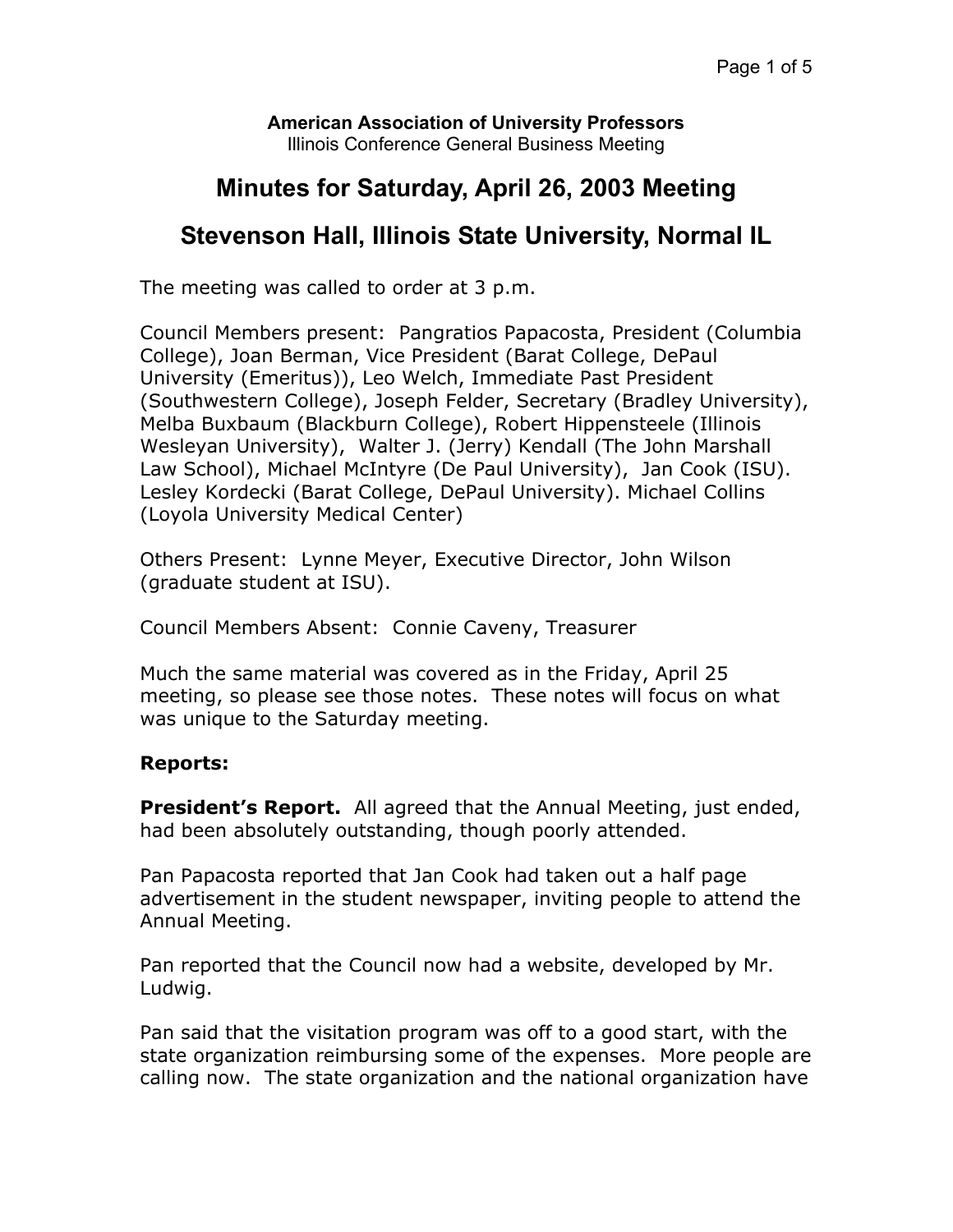**American Association of University Professors**
Illinois Conference General Business Meeting

# Minutes for Saturday, April 26, 2003 Meeting

# Stevenson Hall, Illinois State University, Normal IL

The meeting was called to order at 3 p.m.

Council Members present: Pangratios Papacosta, President (Columbia College), Joan Berman, Vice President (Barat College, DePaul University (Emeritus)), Leo Welch, Immediate Past President (Southwestern College), Joseph Felder, Secretary (Bradley University), Melba Buxbaum (Blackburn College), Robert Hippensteele (Illinois Wesleyan University), Walter J. (Jerry) Kendall (The John Marshall Law School), Michael McIntyre (De Paul University), Jan Cook (ISU). Lesley Kordecki (Barat College, DePaul University). Michael Collins (Loyola University Medical Center)

Others Present: Lynne Meyer, Executive Director, John Wilson (graduate student at ISU).

Council Members Absent: Connie Caveny, Treasurer

Much the same material was covered as in the Friday, April 25 meeting, so please see those notes. These notes will focus on what was unique to the Saturday meeting.

**Reports:**

**President's Report.** All agreed that the Annual Meeting, just ended, had been absolutely outstanding, though poorly attended.

Pan Papacosta reported that Jan Cook had taken out a half page advertisement in the student newspaper, inviting people to attend the Annual Meeting.

Pan reported that the Council now had a website, developed by Mr. Ludwig.

Pan said that the visitation program was off to a good start, with the state organization reimbursing some of the expenses. More people are calling now. The state organization and the national organization have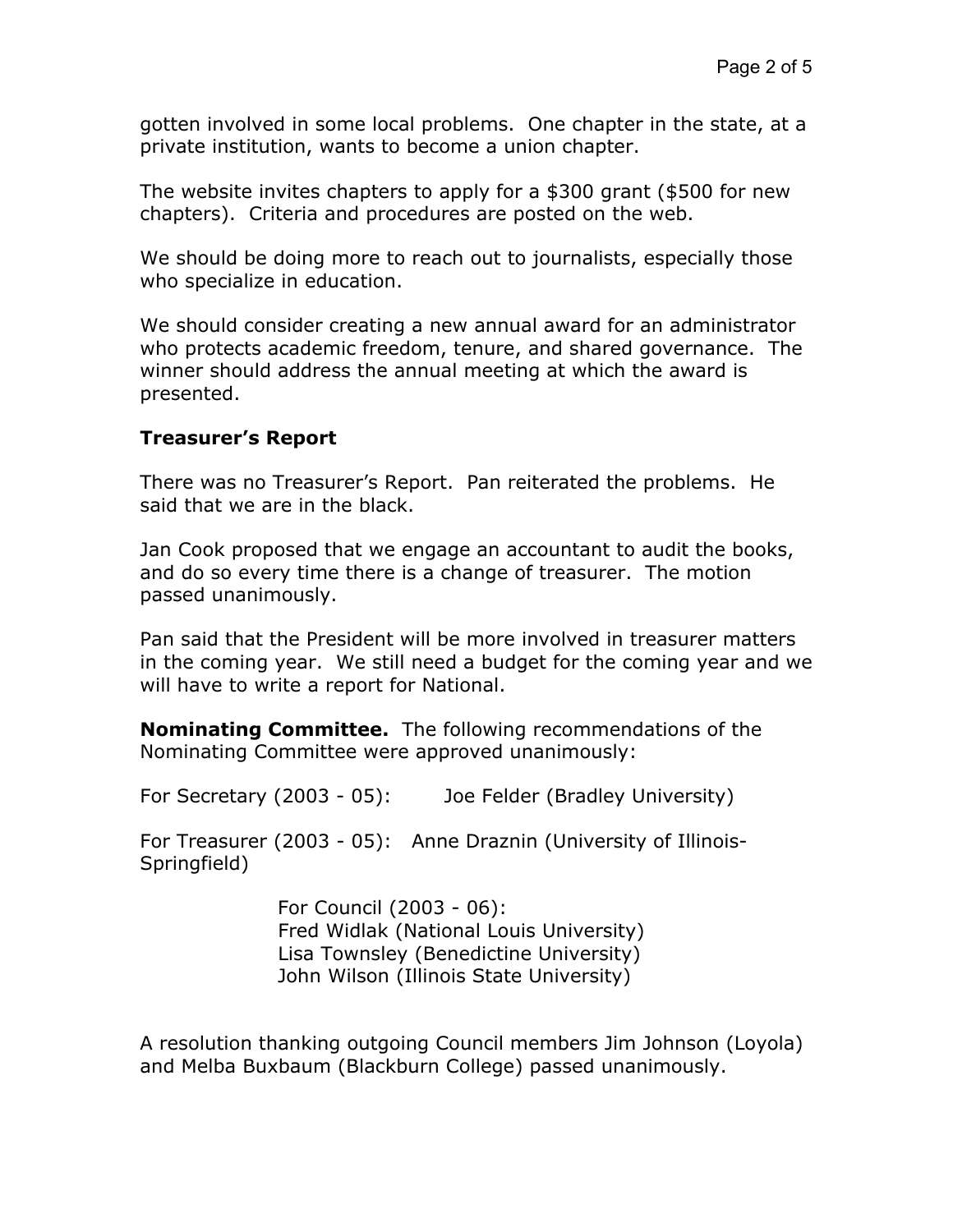gotten involved in some local problems. One chapter in the state, at a private institution, wants to become a union chapter.

The website invites chapters to apply for a $300 grant ($500 for new chapters). Criteria and procedures are posted on the web.

We should be doing more to reach out to journalists, especially those who specialize in education.

We should consider creating a new annual award for an administrator who protects academic freedom, tenure, and shared governance. The winner should address the annual meeting at which the award is presented.

### Treasurer's Report

There was no Treasurer's Report. Pan reiterated the problems. He said that we are in the black.

Jan Cook proposed that we engage an accountant to audit the books, and do so every time there is a change of treasurer. The motion passed unanimously.

Pan said that the President will be more involved in treasurer matters in the coming year. We still need a budget for the coming year and we will have to write a report for National.

**Nominating Committee.** The following recommendations of the Nominating Committee were approved unanimously:

For Secretary (2003 - 05): Joe Felder (Bradley University)

For Treasurer (2003 - 05): Anne Draznin (University of Illinois-Springfield)

For Council (2003 - 06):
Fred Widlak (National Louis University)
Lisa Townsley (Benedictine University)
John Wilson (Illinois State University)

A resolution thanking outgoing Council members Jim Johnson (Loyola) and Melba Buxbaum (Blackburn College) passed unanimously.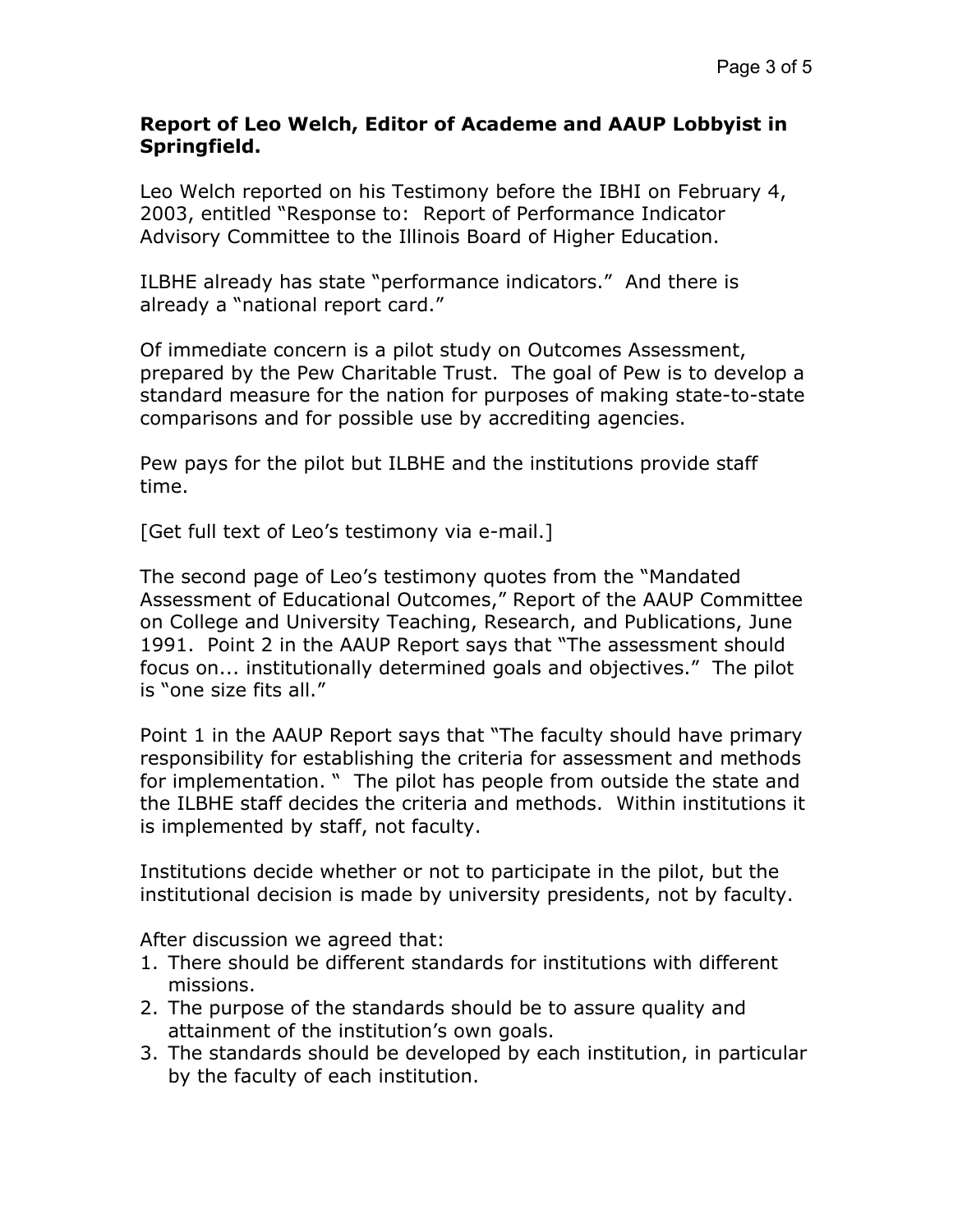**Report of Leo Welch, Editor of Academe and AAUP Lobbyist in Springfield.**

Leo Welch reported on his Testimony before the IBHI on February 4, 2003, entitled "Response to: Report of Performance Indicator Advisory Committee to the Illinois Board of Higher Education.

ILBHE already has state "performance indicators." And there is already a "national report card."

Of immediate concern is a pilot study on Outcomes Assessment, prepared by the Pew Charitable Trust. The goal of Pew is to develop a standard measure for the nation for purposes of making state-to-state comparisons and for possible use by accrediting agencies.

Pew pays for the pilot but ILBHE and the institutions provide staff time.

[Get full text of Leo's testimony via e-mail.]

The second page of Leo's testimony quotes from the "Mandated Assessment of Educational Outcomes," Report of the AAUP Committee on College and University Teaching, Research, and Publications, June 1991. Point 2 in the AAUP Report says that "The assessment should focus on... institutionally determined goals and objectives." The pilot is "one size fits all."

Point 1 in the AAUP Report says that "The faculty should have primary responsibility for establishing the criteria for assessment and methods for implementation. " The pilot has people from outside the state and the ILBHE staff decides the criteria and methods. Within institutions it is implemented by staff, not faculty.

Institutions decide whether or not to participate in the pilot, but the institutional decision is made by university presidents, not by faculty.

After discussion we agreed that:

1. There should be different standards for institutions with different missions.
2. The purpose of the standards should be to assure quality and attainment of the institution's own goals.
3. The standards should be developed by each institution, in particular by the faculty of each institution.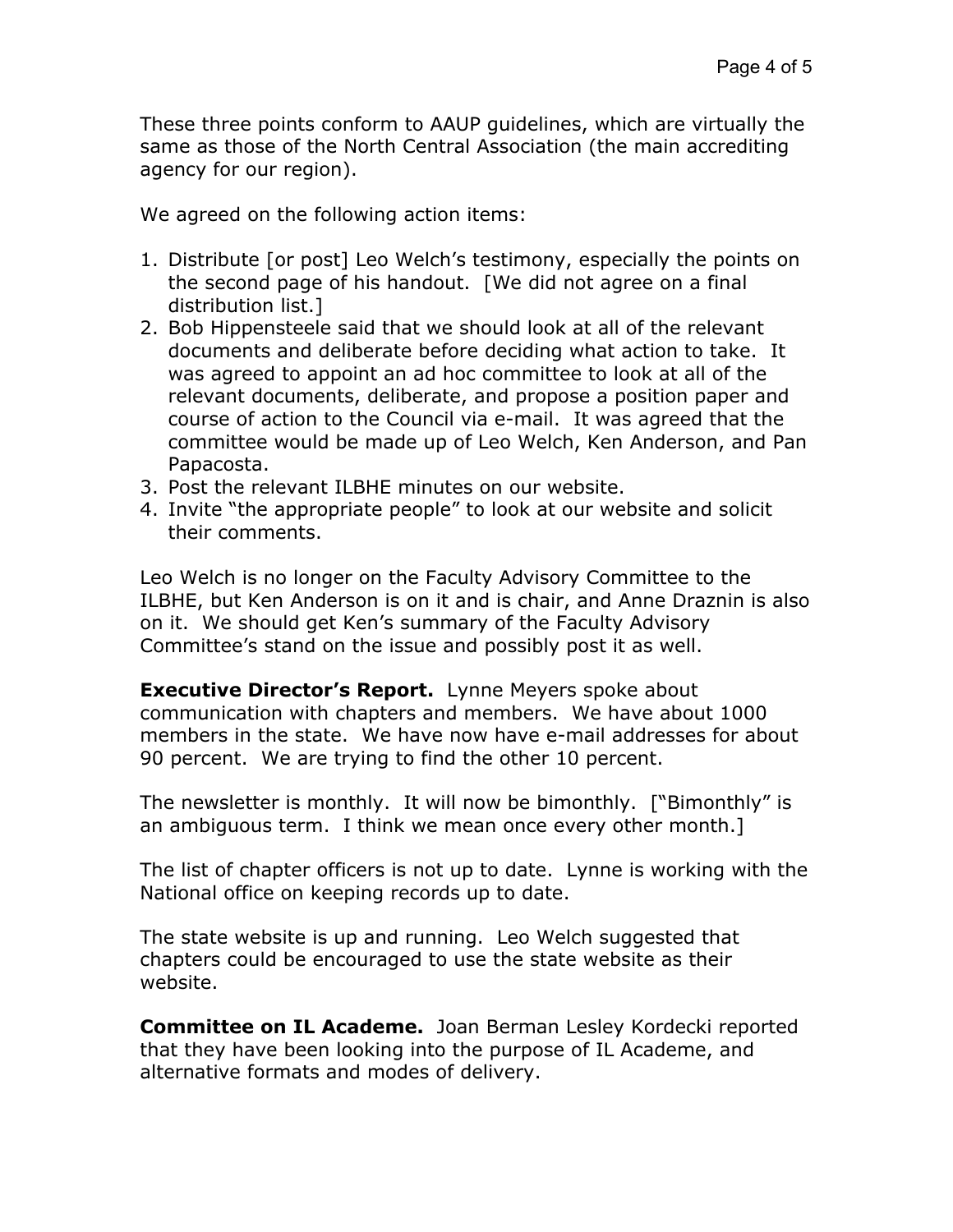These three points conform to AAUP guidelines, which are virtually the same as those of the North Central Association (the main accrediting agency for our region).

We agreed on the following action items:

1. Distribute [or post] Leo Welch's testimony, especially the points on the second page of his handout. [We did not agree on a final distribution list.]
2. Bob Hippensteele said that we should look at all of the relevant documents and deliberate before deciding what action to take. It was agreed to appoint an ad hoc committee to look at all of the relevant documents, deliberate, and propose a position paper and course of action to the Council via e-mail. It was agreed that the committee would be made up of Leo Welch, Ken Anderson, and Pan Papacosta.
3. Post the relevant ILBHE minutes on our website.
4. Invite "the appropriate people" to look at our website and solicit their comments.

Leo Welch is no longer on the Faculty Advisory Committee to the ILBHE, but Ken Anderson is on it and is chair, and Anne Draznin is also on it. We should get Ken's summary of the Faculty Advisory Committee's stand on the issue and possibly post it as well.

**Executive Director's Report.** Lynne Meyers spoke about communication with chapters and members. We have about 1000 members in the state. We have now have e-mail addresses for about 90 percent. We are trying to find the other 10 percent.

The newsletter is monthly. It will now be bimonthly. ["Bimonthly" is an ambiguous term. I think we mean once every other month.]

The list of chapter officers is not up to date. Lynne is working with the National office on keeping records up to date.

The state website is up and running. Leo Welch suggested that chapters could be encouraged to use the state website as their website.

**Committee on IL Academe.** Joan Berman Lesley Kordecki reported that they have been looking into the purpose of IL Academe, and alternative formats and modes of delivery.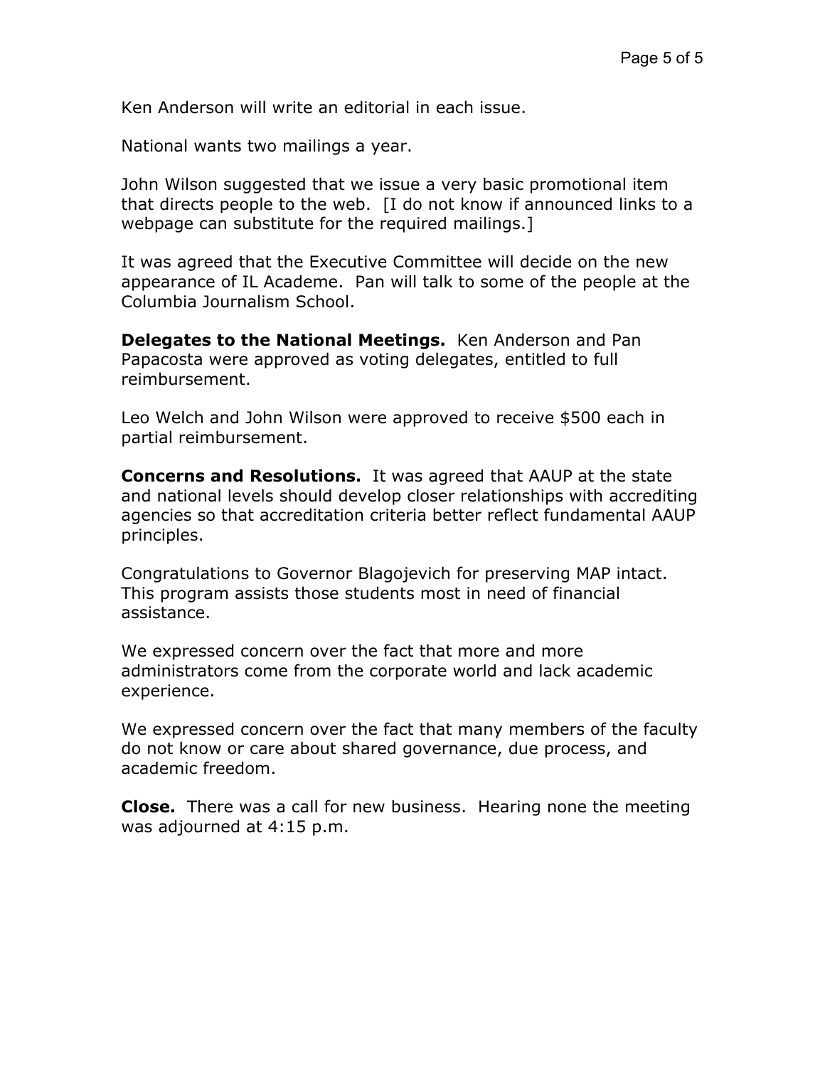Ken Anderson will write an editorial in each issue.

National wants two mailings a year.

John Wilson suggested that we issue a very basic promotional item that directs people to the web. [I do not know if announced links to a webpage can substitute for the required mailings.]

It was agreed that the Executive Committee will decide on the new appearance of IL Academe. Pan will talk to some of the people at the Columbia Journalism School.

**Delegates to the National Meetings.** Ken Anderson and Pan Papacosta were approved as voting delegates, entitled to full reimbursement.

Leo Welch and John Wilson were approved to receive $500 each in partial reimbursement.

**Concerns and Resolutions.** It was agreed that AAUP at the state and national levels should develop closer relationships with accrediting agencies so that accreditation criteria better reflect fundamental AAUP principles.

Congratulations to Governor Blagojevich for preserving MAP intact. This program assists those students most in need of financial assistance.

We expressed concern over the fact that more and more administrators come from the corporate world and lack academic experience.

We expressed concern over the fact that many members of the faculty do not know or care about shared governance, due process, and academic freedom.

**Close.** There was a call for new business. Hearing none the meeting was adjourned at 4:15 p.m.